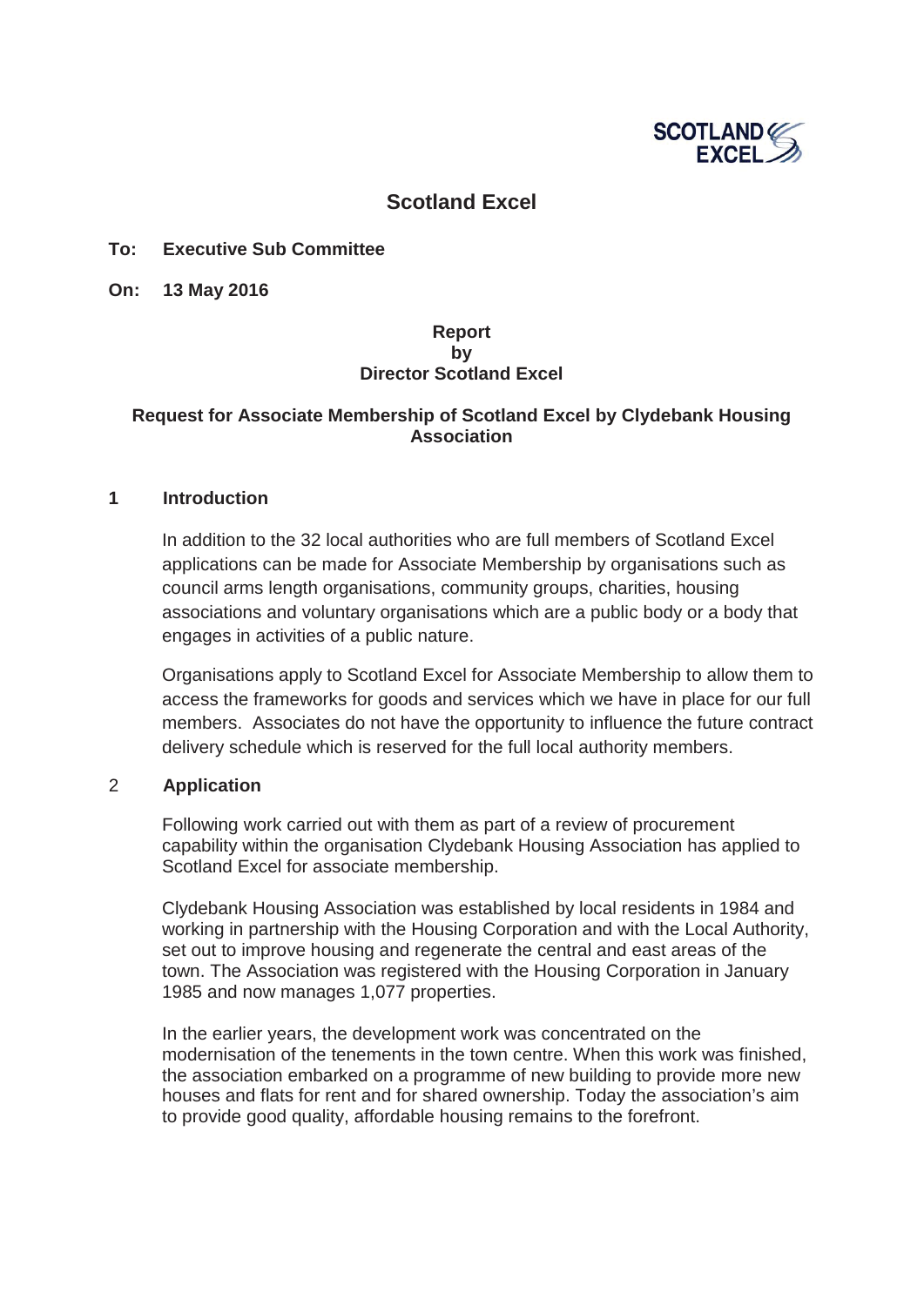# Scotland Excel

**To: Executive Sub Committee**

**On: 13 May 2016**

**Report**
**by**
**Director Scotland Excel**

**Request for Associate Membership of Scotland Excel by Clydebank Housing Association**

## 1 Introduction

In addition to the 32 local authorities who are full members of Scotland Excel applications can be made for Associate Membership by organisations such as council arms length organisations, community groups, charities, housing associations and voluntary organisations which are a public body or a body that engages in activities of a public nature.

Organisations apply to Scotland Excel for Associate Membership to allow them to access the frameworks for goods and services which we have in place for our full members. Associates do not have the opportunity to influence the future contract delivery schedule which is reserved for the full local authority members.

## 2 Application

Following work carried out with them as part of a review of procurement capability within the organisation Clydebank Housing Association has applied to Scotland Excel for associate membership.

Clydebank Housing Association was established by local residents in 1984 and working in partnership with the Housing Corporation and with the Local Authority, set out to improve housing and regenerate the central and east areas of the town. The Association was registered with the Housing Corporation in January 1985 and now manages 1,077 properties.

In the earlier years, the development work was concentrated on the modernisation of the tenements in the town centre. When this work was finished, the association embarked on a programme of new building to provide more new houses and flats for rent and for shared ownership. Today the association's aim to provide good quality, affordable housing remains to the forefront.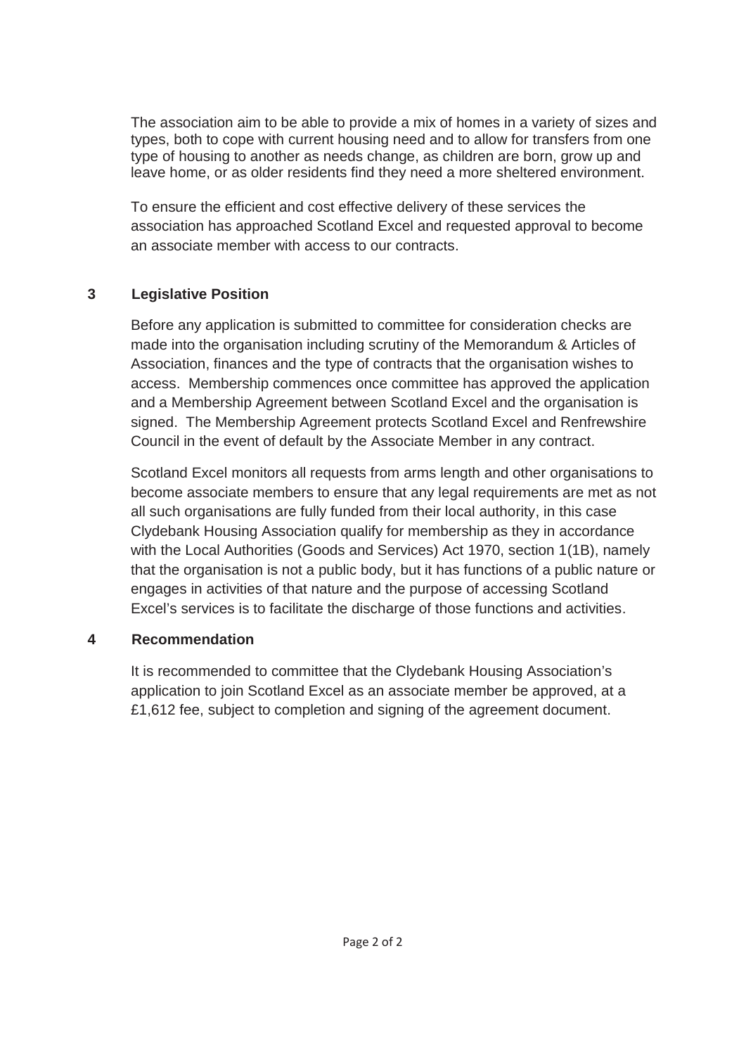The association aim to be able to provide a mix of homes in a variety of sizes and types, both to cope with current housing need and to allow for transfers from one type of housing to another as needs change, as children are born, grow up and leave home, or as older residents find they need a more sheltered environment.

To ensure the efficient and cost effective delivery of these services the association has approached Scotland Excel and requested approval to become an associate member with access to our contracts.

## 3 Legislative Position

Before any application is submitted to committee for consideration checks are made into the organisation including scrutiny of the Memorandum & Articles of Association, finances and the type of contracts that the organisation wishes to access. Membership commences once committee has approved the application and a Membership Agreement between Scotland Excel and the organisation is signed. The Membership Agreement protects Scotland Excel and Renfrewshire Council in the event of default by the Associate Member in any contract.

Scotland Excel monitors all requests from arms length and other organisations to become associate members to ensure that any legal requirements are met as not all such organisations are fully funded from their local authority, in this case Clydebank Housing Association qualify for membership as they in accordance with the Local Authorities (Goods and Services) Act 1970, section 1(1B), namely that the organisation is not a public body, but it has functions of a public nature or engages in activities of that nature and the purpose of accessing Scotland Excel's services is to facilitate the discharge of those functions and activities.

## 4 Recommendation

It is recommended to committee that the Clydebank Housing Association's application to join Scotland Excel as an associate member be approved, at a £1,612 fee, subject to completion and signing of the agreement document.